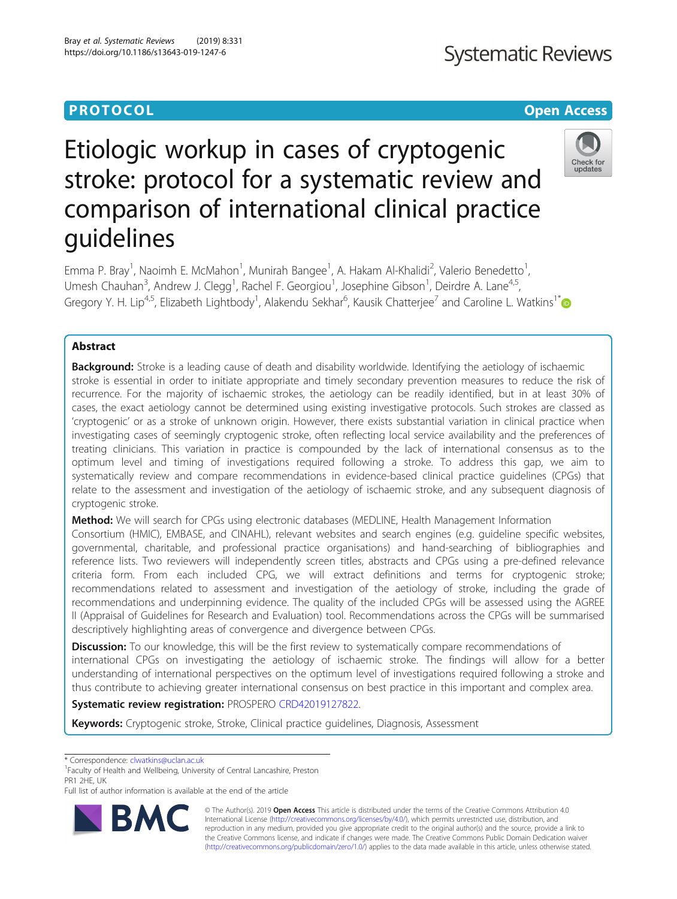**PROTOCOL** **Open Access**

# Etiologic workup in cases of cryptogenic stroke: protocol for a systematic review and comparison of international clinical practice guidelines

Emma P. Bray[1], Naoimh E. McMahon[1], Munirah Bangee[1], A. Hakam Al-Khalidi[2], Valerio Benedetto[1], Umesh Chauhan[3], Andrew J. Clegg[1], Rachel F. Georgiou[1], Josephine Gibson[1], Deirdre A. Lane[4,5], Gregory Y. H. Lip[4,5], Elizabeth Lightbody[1], Alakendu Sekhar[6], Kausik Chatterjee[7] and Caroline L. Watkins[1*]

## Abstract

**Background:** Stroke is a leading cause of death and disability worldwide. Identifying the aetiology of ischaemic stroke is essential in order to initiate appropriate and timely secondary prevention measures to reduce the risk of recurrence. For the majority of ischaemic strokes, the aetiology can be readily identified, but in at least 30% of cases, the exact aetiology cannot be determined using existing investigative protocols. Such strokes are classed as 'cryptogenic' or as a stroke of unknown origin. However, there exists substantial variation in clinical practice when investigating cases of seemingly cryptogenic stroke, often reflecting local service availability and the preferences of treating clinicians. This variation in practice is compounded by the lack of international consensus as to the optimum level and timing of investigations required following a stroke. To address this gap, we aim to systematically review and compare recommendations in evidence-based clinical practice guidelines (CPGs) that relate to the assessment and investigation of the aetiology of ischaemic stroke, and any subsequent diagnosis of cryptogenic stroke.

**Method:** We will search for CPGs using electronic databases (MEDLINE, Health Management Information Consortium (HMIC), EMBASE, and CINAHL), relevant websites and search engines (e.g. guideline specific websites, governmental, charitable, and professional practice organisations) and hand-searching of bibliographies and reference lists. Two reviewers will independently screen titles, abstracts and CPGs using a pre-defined relevance criteria form. From each included CPG, we will extract definitions and terms for cryptogenic stroke; recommendations related to assessment and investigation of the aetiology of stroke, including the grade of recommendations and underpinning evidence. The quality of the included CPGs will be assessed using the AGREE II (Appraisal of Guidelines for Research and Evaluation) tool. Recommendations across the CPGs will be summarised descriptively highlighting areas of convergence and divergence between CPGs.

**Discussion:** To our knowledge, this will be the first review to systematically compare recommendations of international CPGs on investigating the aetiology of ischaemic stroke. The findings will allow for a better understanding of international perspectives on the optimum level of investigations required following a stroke and thus contribute to achieving greater international consensus on best practice in this important and complex area.

**Systematic review registration:** PROSPERO CRD42019127822.

**Keywords:** Cryptogenic stroke, Stroke, Clinical practice guidelines, Diagnosis, Assessment

\* Correspondence: clwatkins@uclan.ac.uk
[1]Faculty of Health and Wellbeing, University of Central Lancashire, Preston PR1 2HE, UK
Full list of author information is available at the end of the article

© The Author(s). 2019 **Open Access** This article is distributed under the terms of the Creative Commons Attribution 4.0 International License (http://creativecommons.org/licenses/by/4.0/), which permits unrestricted use, distribution, and reproduction in any medium, provided you give appropriate credit to the original author(s) and the source, provide a link to the Creative Commons license, and indicate if changes were made. The Creative Commons Public Domain Dedication waiver (http://creativecommons.org/publicdomain/zero/1.0/) applies to the data made available in this article, unless otherwise stated.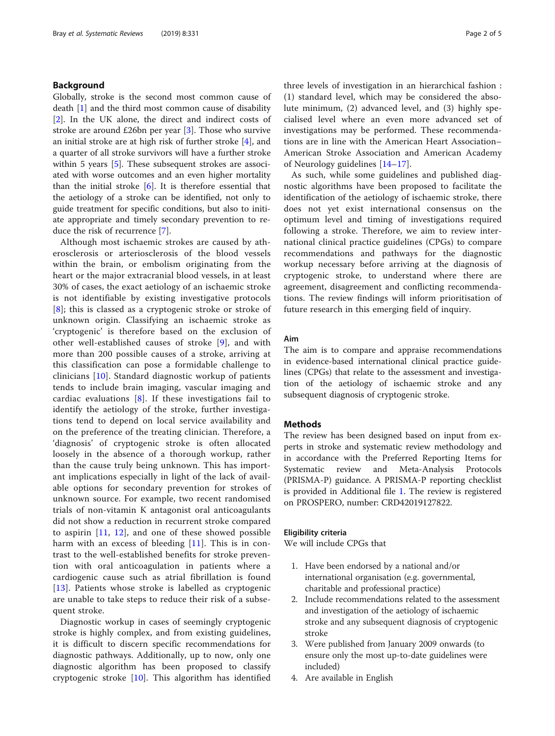## Background

Globally, stroke is the second most common cause of death [1] and the third most common cause of disability [2]. In the UK alone, the direct and indirect costs of stroke are around £26bn per year [3]. Those who survive an initial stroke are at high risk of further stroke [4], and a quarter of all stroke survivors will have a further stroke within 5 years [5]. These subsequent strokes are associated with worse outcomes and an even higher mortality than the initial stroke [6]. It is therefore essential that the aetiology of a stroke can be identified, not only to guide treatment for specific conditions, but also to initiate appropriate and timely secondary prevention to reduce the risk of recurrence [7].

Although most ischaemic strokes are caused by atherosclerosis or arteriosclerosis of the blood vessels within the brain, or embolism originating from the heart or the major extracranial blood vessels, in at least 30% of cases, the exact aetiology of an ischaemic stroke is not identifiable by existing investigative protocols [8]; this is classed as a cryptogenic stroke or stroke of unknown origin. Classifying an ischaemic stroke as 'cryptogenic' is therefore based on the exclusion of other well-established causes of stroke [9], and with more than 200 possible causes of a stroke, arriving at this classification can pose a formidable challenge to clinicians [10]. Standard diagnostic workup of patients tends to include brain imaging, vascular imaging and cardiac evaluations [8]. If these investigations fail to identify the aetiology of the stroke, further investigations tend to depend on local service availability and on the preference of the treating clinician. Therefore, a 'diagnosis' of cryptogenic stroke is often allocated loosely in the absence of a thorough workup, rather than the cause truly being unknown. This has important implications especially in light of the lack of available options for secondary prevention for strokes of unknown source. For example, two recent randomised trials of non-vitamin K antagonist oral anticoagulants did not show a reduction in recurrent stroke compared to aspirin [11, 12], and one of these showed possible harm with an excess of bleeding [11]. This is in contrast to the well-established benefits for stroke prevention with oral anticoagulation in patients where a cardiogenic cause such as atrial fibrillation is found [13]. Patients whose stroke is labelled as cryptogenic are unable to take steps to reduce their risk of a subsequent stroke.

Diagnostic workup in cases of seemingly cryptogenic stroke is highly complex, and from existing guidelines, it is difficult to discern specific recommendations for diagnostic pathways. Additionally, up to now, only one diagnostic algorithm has been proposed to classify cryptogenic stroke [10]. This algorithm has identified three levels of investigation in an hierarchical fashion : (1) standard level, which may be considered the absolute minimum, (2) advanced level, and (3) highly specialised level where an even more advanced set of investigations may be performed. These recommendations are in line with the American Heart Association–American Stroke Association and American Academy of Neurology guidelines [14–17].

As such, while some guidelines and published diagnostic algorithms have been proposed to facilitate the identification of the aetiology of ischaemic stroke, there does not yet exist international consensus on the optimum level and timing of investigations required following a stroke. Therefore, we aim to review international clinical practice guidelines (CPGs) to compare recommendations and pathways for the diagnostic workup necessary before arriving at the diagnosis of cryptogenic stroke, to understand where there are agreement, disagreement and conflicting recommendations. The review findings will inform prioritisation of future research in this emerging field of inquiry.

### Aim

The aim is to compare and appraise recommendations in evidence-based international clinical practice guidelines (CPGs) that relate to the assessment and investigation of the aetiology of ischaemic stroke and any subsequent diagnosis of cryptogenic stroke.

## Methods

The review has been designed based on input from experts in stroke and systematic review methodology and in accordance with the Preferred Reporting Items for Systematic review and Meta-Analysis Protocols (PRISMA-P) guidance. A PRISMA-P reporting checklist is provided in Additional file 1. The review is registered on PROSPERO, number: CRD42019127822.

### Eligibility criteria

We will include CPGs that

1. Have been endorsed by a national and/or international organisation (e.g. governmental, charitable and professional practice)
2. Include recommendations related to the assessment and investigation of the aetiology of ischaemic stroke and any subsequent diagnosis of cryptogenic stroke
3. Were published from January 2009 onwards (to ensure only the most up-to-date guidelines were included)
4. Are available in English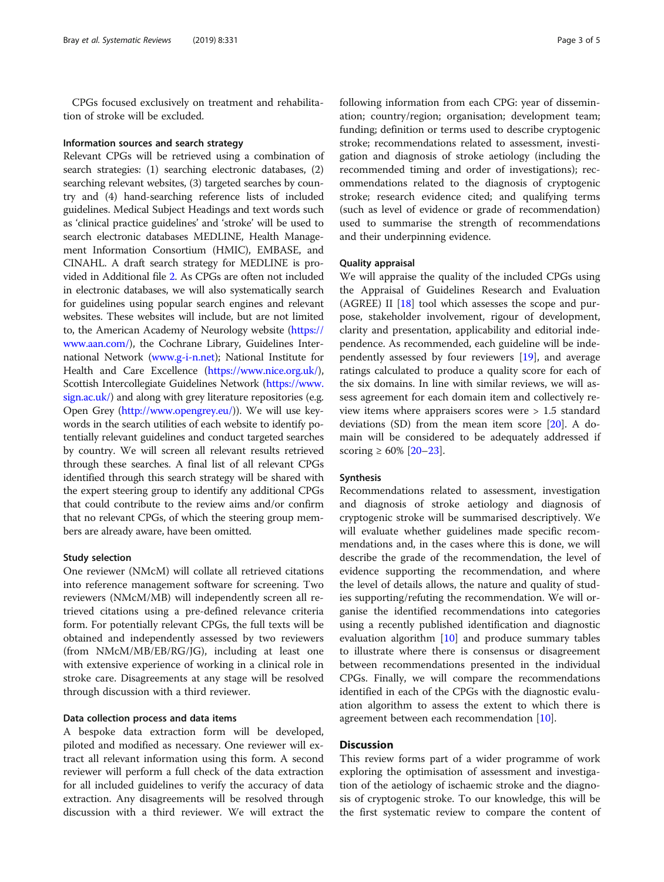CPGs focused exclusively on treatment and rehabilitation of stroke will be excluded.

### Information sources and search strategy

Relevant CPGs will be retrieved using a combination of search strategies: (1) searching electronic databases, (2) searching relevant websites, (3) targeted searches by country and (4) hand-searching reference lists of included guidelines. Medical Subject Headings and text words such as 'clinical practice guidelines' and 'stroke' will be used to search electronic databases MEDLINE, Health Management Information Consortium (HMIC), EMBASE, and CINAHL. A draft search strategy for MEDLINE is provided in Additional file 2. As CPGs are often not included in electronic databases, we will also systematically search for guidelines using popular search engines and relevant websites. These websites will include, but are not limited to, the American Academy of Neurology website (https://www.aan.com/), the Cochrane Library, Guidelines International Network (www.g-i-n.net); National Institute for Health and Care Excellence (https://www.nice.org.uk/), Scottish Intercollegiate Guidelines Network (https://www.sign.ac.uk/) and along with grey literature repositories (e.g. Open Grey (http://www.opengrey.eu/)). We will use keywords in the search utilities of each website to identify potentially relevant guidelines and conduct targeted searches by country. We will screen all relevant results retrieved through these searches. A final list of all relevant CPGs identified through this search strategy will be shared with the expert steering group to identify any additional CPGs that could contribute to the review aims and/or confirm that no relevant CPGs, of which the steering group members are already aware, have been omitted.

### Study selection

One reviewer (NMcM) will collate all retrieved citations into reference management software for screening. Two reviewers (NMcM/MB) will independently screen all retrieved citations using a pre-defined relevance criteria form. For potentially relevant CPGs, the full texts will be obtained and independently assessed by two reviewers (from NMcM/MB/EB/RG/JG), including at least one with extensive experience of working in a clinical role in stroke care. Disagreements at any stage will be resolved through discussion with a third reviewer.

### Data collection process and data items

A bespoke data extraction form will be developed, piloted and modified as necessary. One reviewer will extract all relevant information using this form. A second reviewer will perform a full check of the data extraction for all included guidelines to verify the accuracy of data extraction. Any disagreements will be resolved through discussion with a third reviewer. We will extract the following information from each CPG: year of dissemination; country/region; organisation; development team; funding; definition or terms used to describe cryptogenic stroke; recommendations related to assessment, investigation and diagnosis of stroke aetiology (including the recommended timing and order of investigations); recommendations related to the diagnosis of cryptogenic stroke; research evidence cited; and qualifying terms (such as level of evidence or grade of recommendation) used to summarise the strength of recommendations and their underpinning evidence.

### Quality appraisal

We will appraise the quality of the included CPGs using the Appraisal of Guidelines Research and Evaluation (AGREE) II [18] tool which assesses the scope and purpose, stakeholder involvement, rigour of development, clarity and presentation, applicability and editorial independence. As recommended, each guideline will be independently assessed by four reviewers [19], and average ratings calculated to produce a quality score for each of the six domains. In line with similar reviews, we will assess agreement for each domain item and collectively review items where appraisers scores were > 1.5 standard deviations (SD) from the mean item score [20]. A domain will be considered to be adequately addressed if scoring ≥ 60% [20–23].

### Synthesis

Recommendations related to assessment, investigation and diagnosis of stroke aetiology and diagnosis of cryptogenic stroke will be summarised descriptively. We will evaluate whether guidelines made specific recommendations and, in the cases where this is done, we will describe the grade of the recommendation, the level of evidence supporting the recommendation, and where the level of details allows, the nature and quality of studies supporting/refuting the recommendation. We will organise the identified recommendations into categories using a recently published identification and diagnostic evaluation algorithm [10] and produce summary tables to illustrate where there is consensus or disagreement between recommendations presented in the individual CPGs. Finally, we will compare the recommendations identified in each of the CPGs with the diagnostic evaluation algorithm to assess the extent to which there is agreement between each recommendation [10].

## Discussion

This review forms part of a wider programme of work exploring the optimisation of assessment and investigation of the aetiology of ischaemic stroke and the diagnosis of cryptogenic stroke. To our knowledge, this will be the first systematic review to compare the content of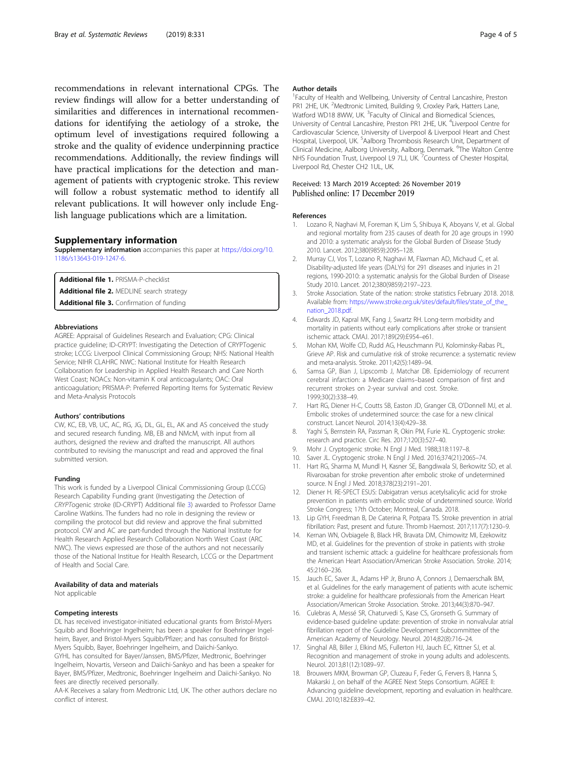recommendations in relevant international CPGs. The review findings will allow for a better understanding of similarities and differences in international recommendations for identifying the aetiology of a stroke, the optimum level of investigations required following a stroke and the quality of evidence underpinning practice recommendations. Additionally, the review findings will have practical implications for the detection and management of patients with cryptogenic stroke. This review will follow a robust systematic method to identify all relevant publications. It will however only include English language publications which are a limitation.

## Supplementary information

**Supplementary information** accompanies this paper at https://doi.org/10.1186/s13643-019-1247-6.

**Additional file 1.** PRISMA-P-checklist
**Additional file 2.** MEDLINE search strategy
**Additional file 3.** Confirmation of funding

#### Abbreviations

AGREE: Appraisal of Guidelines Research and Evaluation; CPG: Clinical practice guideline; ID-CRYPT: Investigating the Detection of CRYPTogenic stroke; LCCG: Liverpool Clinical Commissioning Group; NHS: National Health Service; NIHR CLAHRC NWC: National Institute for Health Research Collaboration for Leadership in Applied Health Research and Care North West Coast; NOACs: Non-vitamin K oral anticoagulants; OAC: Oral anticoagulation; PRISMA-P: Preferred Reporting Items for Systematic Review and Meta-Analysis Protocols

#### Authors' contributions

CW, KC, EB, VB, UC, AC, RG, JG, DL, GL, EL, AK and AS conceived the study and secured research funding. MB, EB and NMcM, with input from all authors, designed the review and drafted the manuscript. All authors contributed to revising the manuscript and read and approved the final submitted version.

#### Funding

This work is funded by a Liverpool Clinical Commissioning Group (LCCG) Research Capability Funding grant (*I*nvestigating the *D*etection of *CRYPT*ogenic stroke (ID-CRYPT) Additional file 3) awarded to Professor Dame Caroline Watkins. The funders had no role in designing the review or compiling the protocol but did review and approve the final submitted protocol. CW and AC are part-funded through the National Institute for Health Research Applied Research Collaboration North West Coast (ARC NWC). The views expressed are those of the authors and not necessarily those of the National Institue for Health Research, LCCG or the Department of Health and Social Care.

#### Availability of data and materials

Not applicable

#### Competing interests

DL has received investigator-initiated educational grants from Bristol-Myers Squibb and Boehringer Ingelheim; has been a speaker for Boehringer Ingelheim, Bayer, and Bristol-Myers Squibb/Pfizer; and has consulted for Bristol-Myers Squibb, Bayer, Boehringer Ingelheim, and Daiichi-Sankyo.
GYHL has consulted for Bayer/Janssen, BMS/Pfizer, Medtronic, Boehringer Ingelheim, Novartis, Verseon and Daiichi-Sankyo and has been a speaker for Bayer, BMS/Pfizer, Medtronic, Boehringer Ingelheim and Daiichi-Sankyo. No fees are directly received personally.
AA-K Receives a salary from Medtronic Ltd, UK. The other authors declare no conflict of interest.

#### Author details

[1]Faculty of Health and Wellbeing, University of Central Lancashire, Preston PR1 2HE, UK. [2]Medtronic Limited, Building 9, Croxley Park, Hatters Lane, Watford WD18 8WW, UK. [3]Faculty of Clinical and Biomedical Sciences, University of Central Lancashire, Preston PR1 2HE, UK. [4]Liverpool Centre for Cardiovascular Science, University of Liverpool & Liverpool Heart and Chest Hospital, Liverpool, UK. [5]Aalborg Thrombosis Research Unit, Department of Clinical Medicine, Aalborg University, Aalborg, Denmark. [6]The Walton Centre NHS Foundation Trust, Liverpool L9 7LJ, UK. [7]Countess of Chester Hospital, Liverpool Rd, Chester CH2 1UL, UK.

Received: 13 March 2019 Accepted: 26 November 2019
Published online: 17 December 2019

#### References

1. Lozano R, Naghavi M, Foreman K, Lim S, Shibuya K, Aboyans V, et al. Global and regional mortality from 235 causes of death for 20 age groups in 1990 and 2010: a systematic analysis for the Global Burden of Disease Study 2010. Lancet. 2012;380(9859):2095–128.
2. Murray CJ, Vos T, Lozano R, Naghavi M, Flaxman AD, Michaud C, et al. Disability-adjusted life years (DALYs) for 291 diseases and injuries in 21 regions, 1990-2010: a systematic analysis for the Global Burden of Disease Study 2010. Lancet. 2012;380(9859):2197–223.
3. Stroke Association. State of the nation: stroke statistics February 2018. 2018. Available from: https://www.stroke.org.uk/sites/default/files/state_of_the_nation_2018.pdf.
4. Edwards JD, Kapral MK, Fang J, Swartz RH. Long-term morbidity and mortality in patients without early complications after stroke or transient ischemic attack. CMAJ. 2017;189(29):E954–e61.
5. Mohan KM, Wolfe CD, Rudd AG, Heuschmann PU, Kolominsky-Rabas PL, Grieve AP. Risk and cumulative risk of stroke recurrence: a systematic review and meta-analysis. Stroke. 2011;42(5):1489–94.
6. Samsa GP, Bian J, Lipscomb J, Matchar DB. Epidemiology of recurrent cerebral infarction: a Medicare claims–based comparison of first and recurrent strokes on 2-year survival and cost. Stroke. 1999;30(2):338–49.
7. Hart RG, Diener H-C, Coutts SB, Easton JD, Granger CB, O'Donnell MJ, et al. Embolic strokes of undetermined source: the case for a new clinical construct. Lancet Neurol. 2014;13(4):429–38.
8. Yaghi S, Bernstein RA, Passman R, Okin PM, Furie KL. Cryptogenic stroke: research and practice. Circ Res. 2017;120(3):527–40.
9. Mohr J. Cryptogenic stroke. N Engl J Med. 1988;318:1197–8.
10. Saver JL. Cryptogenic stroke. N Engl J Med. 2016;374(21):2065–74.
11. Hart RG, Sharma M, Mundl H, Kasner SE, Bangdiwala SI, Berkowitz SD, et al. Rivaroxaban for stroke prevention after embolic stroke of undetermined source. N Engl J Med. 2018;378(23):2191–201.
12. Diener H. RE-SPECT ESUS: Dabigatran versus acetylsalicylic acid for stroke prevention in patients with embolic stroke of undetermined source. World Stroke Congress; 17th October; Montreal, Canada. 2018.
13. Lip GYH, Freedman B, De Caterina R, Potpara TS. Stroke prevention in atrial fibrillation: Past, present and future. Thromb Haemost. 2017;117(7):1230–9.
14. Kernan WN, Ovbiagele B, Black HR, Bravata DM, Chimowitz MI, Ezekowitz MD, et al. Guidelines for the prevention of stroke in patients with stroke and transient ischemic attack: a guideline for healthcare professionals from the American Heart Association/American Stroke Association. Stroke. 2014;45:2160–236.
15. Jauch EC, Saver JL, Adams HP Jr, Bruno A, Connors J, Demaerschalk BM, et al. Guidelines for the early management of patients with acute ischemic stroke: a guideline for healthcare professionals from the American Heart Association/American Stroke Association. Stroke. 2013;44(3):870–947.
16. Culebras A, Messé SR, Chaturvedi S, Kase CS, Gronseth G. Summary of evidence-based guideline update: prevention of stroke in nonvalvular atrial fibrillation report of the Guideline Development Subcommittee of the American Academy of Neurology. Neurol. 2014;82(8):716–24.
17. Singhal AB, Biller J, Elkind MS, Fullerton HJ, Jauch EC, Kittner SJ, et al. Recognition and management of stroke in young adults and adolescents. Neurol. 2013;81(12):1089–97.
18. Brouwers MKM, Browman GP, Cluzeau F, Feder G, Fervers B, Hanna S, Makarski J, on behalf of the AGREE Next Steps Consortium. AGREE II: Advancing guideline development, reporting and evaluation in healthcare. CMAJ. 2010;182:E839–42.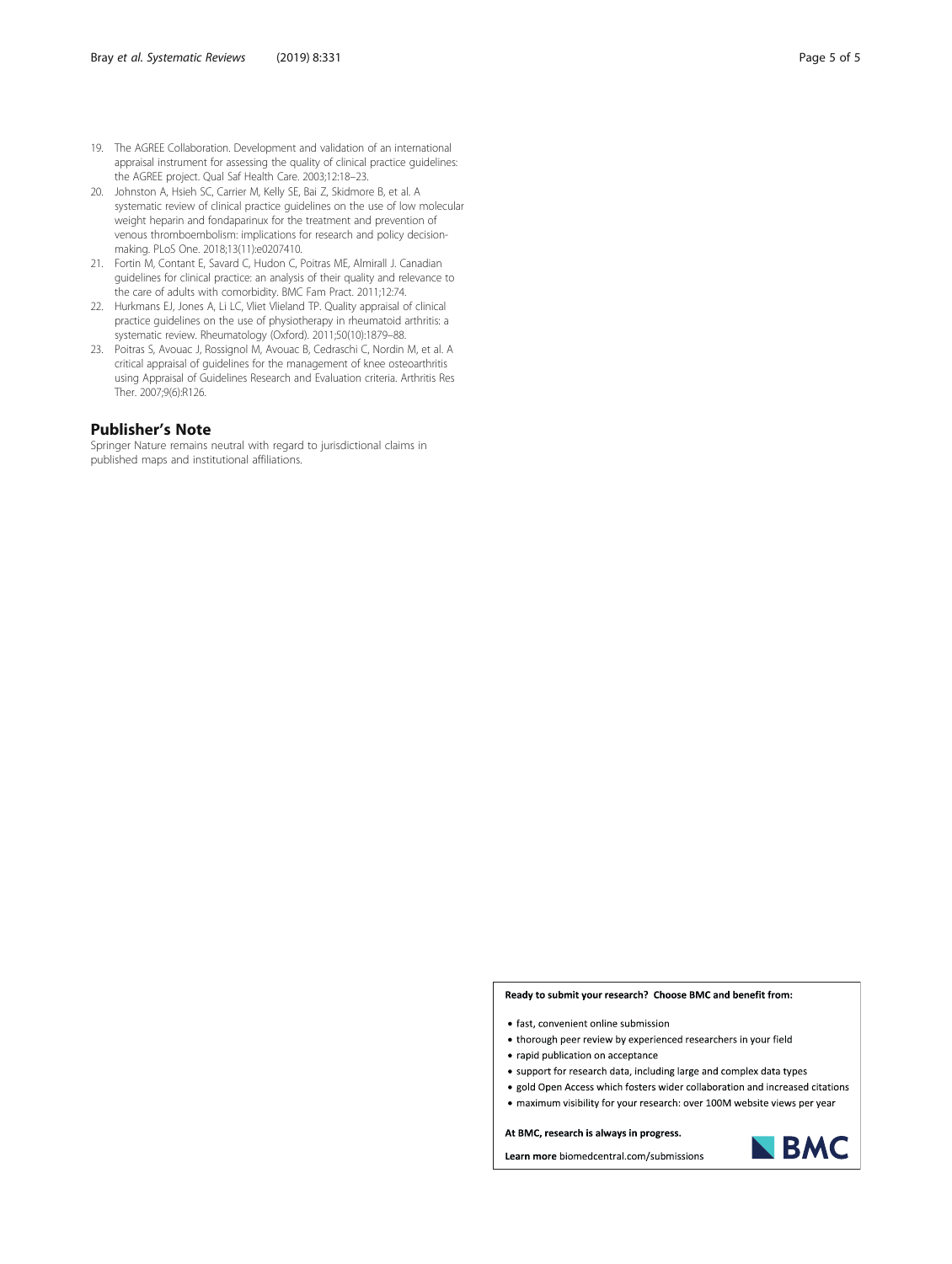19. The AGREE Collaboration. Development and validation of an international appraisal instrument for assessing the quality of clinical practice guidelines: the AGREE project. Qual Saf Health Care. 2003;12:18–23.
20. Johnston A, Hsieh SC, Carrier M, Kelly SE, Bai Z, Skidmore B, et al. A systematic review of clinical practice guidelines on the use of low molecular weight heparin and fondaparinux for the treatment and prevention of venous thromboembolism: implications for research and policy decision-making. PLoS One. 2018;13(11):e0207410.
21. Fortin M, Contant E, Savard C, Hudon C, Poitras ME, Almirall J. Canadian guidelines for clinical practice: an analysis of their quality and relevance to the care of adults with comorbidity. BMC Fam Pract. 2011;12:74.
22. Hurkmans EJ, Jones A, Li LC, Vliet Vlieland TP. Quality appraisal of clinical practice guidelines on the use of physiotherapy in rheumatoid arthritis: a systematic review. Rheumatology (Oxford). 2011;50(10):1879–88.
23. Poitras S, Avouac J, Rossignol M, Avouac B, Cedraschi C, Nordin M, et al. A critical appraisal of guidelines for the management of knee osteoarthritis using Appraisal of Guidelines Research and Evaluation criteria. Arthritis Res Ther. 2007;9(6):R126.

## Publisher's Note

Springer Nature remains neutral with regard to jurisdictional claims in published maps and institutional affiliations.

**Ready to submit your research? Choose BMC and benefit from:**

- fast, convenient online submission
- thorough peer review by experienced researchers in your field
- rapid publication on acceptance
- support for research data, including large and complex data types
- gold Open Access which fosters wider collaboration and increased citations
- maximum visibility for your research: over 100M website views per year

**At BMC, research is always in progress.**

**Learn more** biomedcentral.com/submissions

BMC